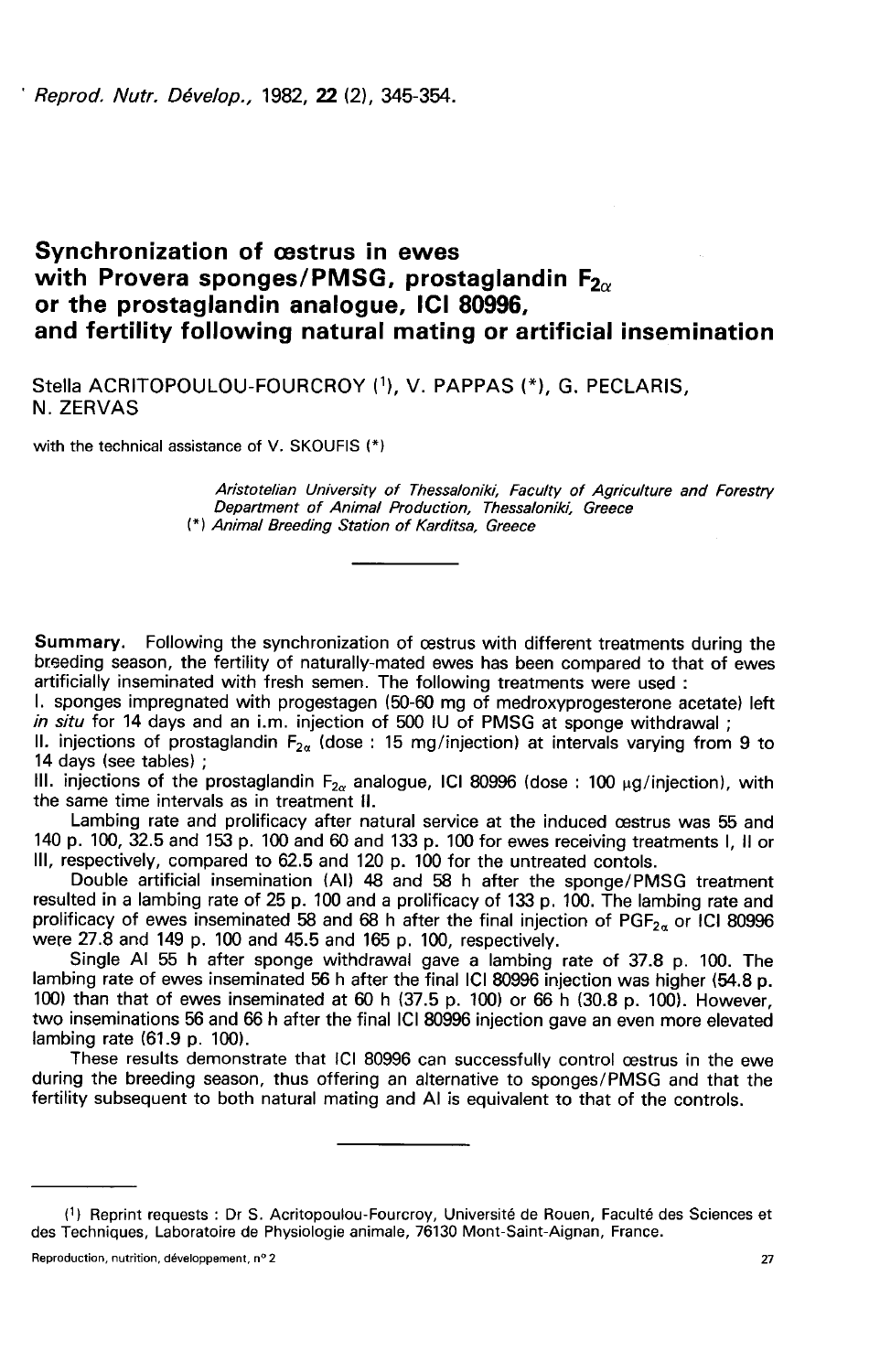# Synchronization of œstrus in ewes with Provera sponges/PMSG, prostaglandin $F_{2\alpha}$ or the prostaglandin analogue, ICI 80996, and fertility following natural mating or artificial insemination

Stella ACRITOPOULOU-FOURCROY [1], V. PAPPAS (*), G. PECLARIS, N. ZERVAS

with the technical assistance of V. SKOUFIS (*)

*Aristotelian University of Thessaloniki, Faculty of Agriculture and Forestry Department of Animal Production, Thessaloniki, Greece*
(*) *Animal Breeding Station of Karditsa, Greece*

**Summary.** Following the synchronization of œstrus with different treatments during the breeding season, the fertility of naturally-mated ewes has been compared to that of ewes artificially inseminated with fresh semen. The following treatments were used :

I. sponges impregnated with progestagen (50-60 mg of medroxyprogesterone acetate) left *in situ* for 14 days and an i.m. injection of 500 IU of PMSG at sponge withdrawal ;

II. injections of prostaglandin $F_{2\alpha}$ (dose : 15 mg/injection) at intervals varying from 9 to 14 days (see tables) ;

III. injections of the prostaglandin $F_{2\alpha}$ analogue, ICI 80996 (dose : 100 μg/injection), with the same time intervals as in treatment II.

Lambing rate and prolificacy after natural service at the induced œstrus was 55 and 140 p. 100, 32.5 and 153 p. 100 and 60 and 133 p. 100 for ewes receiving treatments I, II or III, respectively, compared to 62.5 and 120 p. 100 for the untreated contols.

Double artificial insemination (AI) 48 and 58 h after the sponge/PMSG treatment resulted in a lambing rate of 25 p. 100 and a prolificacy of 133 p. 100. The lambing rate and prolificacy of ewes inseminated 58 and 68 h after the final injection of $PGF_{2\alpha}$ or ICI 80996 were 27.8 and 149 p. 100 and 45.5 and 165 p. 100, respectively.

Single AI 55 h after sponge withdrawal gave a lambing rate of 37.8 p. 100. The lambing rate of ewes inseminated 56 h after the final ICI 80996 injection was higher (54.8 p. 100) than that of ewes inseminated at 60 h (37.5 p. 100) or 66 h (30.8 p. 100). However, two inseminations 56 and 66 h after the final ICI 80996 injection gave an even more elevated lambing rate (61.9 p. 100).

These results demonstrate that ICI 80996 can successfully control œstrus in the ewe during the breeding season, thus offering an alternative to sponges/PMSG and that the fertility subsequent to both natural mating and AI is equivalent to that of the controls.

---

[1] Reprint requests : Dr S. Acritopoulou-Fourcroy, Université de Rouen, Faculté des Sciences et des Techniques, Laboratoire de Physiologie animale, 76130 Mont-Saint-Aignan, France.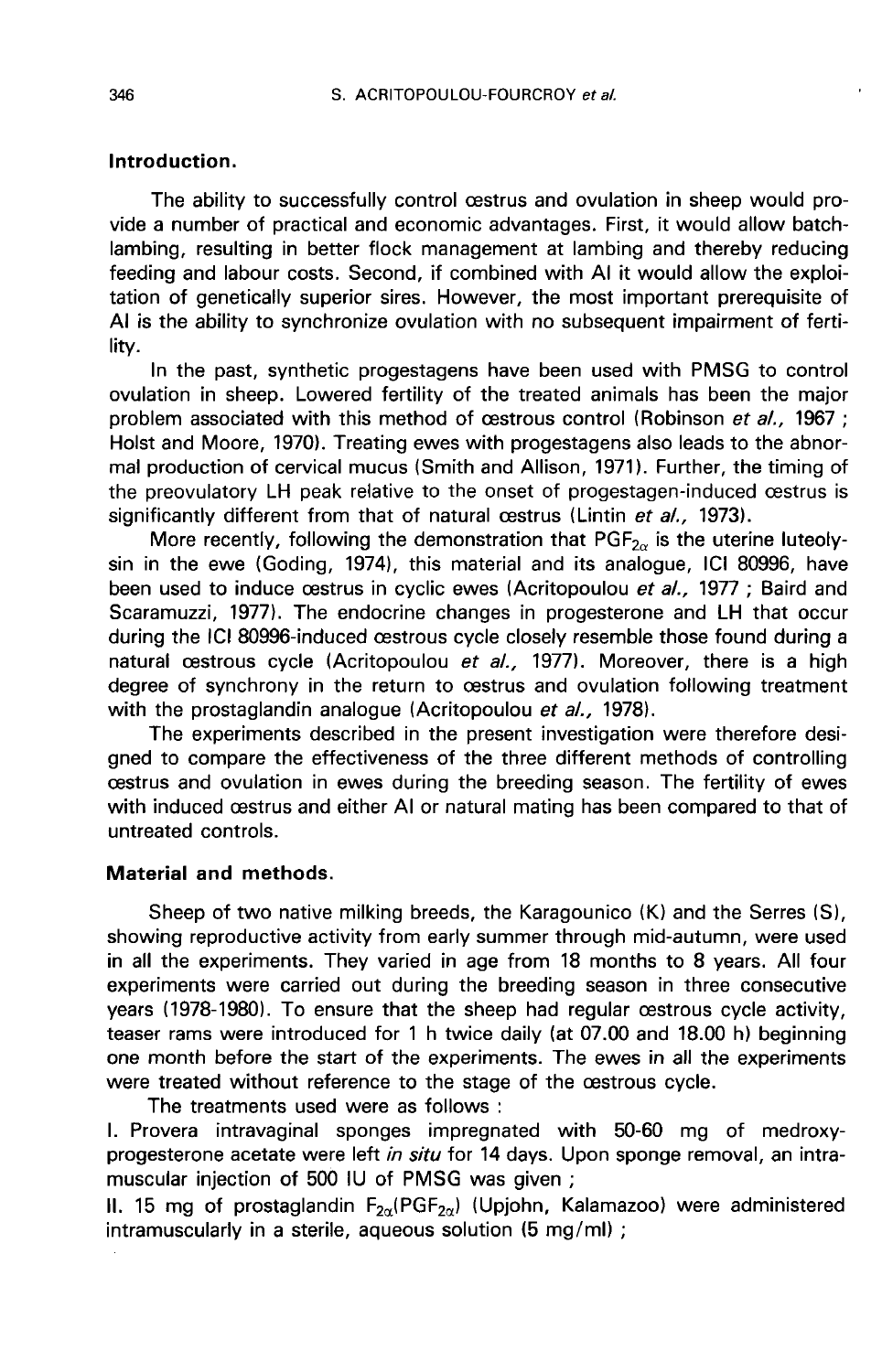## Introduction.

The ability to successfully control œstrus and ovulation in sheep would provide a number of practical and economic advantages. First, it would allow batch-lambing, resulting in better flock management at lambing and thereby reducing feeding and labour costs. Second, if combined with AI it would allow the exploitation of genetically superior sires. However, the most important prerequisite of AI is the ability to synchronize ovulation with no subsequent impairment of fertility.

In the past, synthetic progestagens have been used with PMSG to control ovulation in sheep. Lowered fertility of the treated animals has been the major problem associated with this method of œstrous control (Robinson *et al.*, 1967 ; Holst and Moore, 1970). Treating ewes with progestagens also leads to the abnormal production of cervical mucus (Smith and Allison, 1971). Further, the timing of the preovulatory LH peak relative to the onset of progestagen-induced œstrus is significantly different from that of natural œstrus (Lintin *et al.*, 1973).

More recently, following the demonstration that $PGF_{2\alpha}$ is the uterine luteolysin in the ewe (Goding, 1974), this material and its analogue, ICI 80996, have been used to induce œstrus in cyclic ewes (Acritopoulou *et al.*, 1977 ; Baird and Scaramuzzi, 1977). The endocrine changes in progesterone and LH that occur during the ICI 80996-induced œstrous cycle closely resemble those found during a natural œstrous cycle (Acritopoulou *et al.*, 1977). Moreover, there is a high degree of synchrony in the return to œstrus and ovulation following treatment with the prostaglandin analogue (Acritopoulou *et al.*, 1978).

The experiments described in the present investigation were therefore designed to compare the effectiveness of the three different methods of controlling œstrus and ovulation in ewes during the breeding season. The fertility of ewes with induced œstrus and either AI or natural mating has been compared to that of untreated controls.

## Material and methods.

Sheep of two native milking breeds, the Karagounico (K) and the Serres (S), showing reproductive activity from early summer through mid-autumn, were used in all the experiments. They varied in age from 18 months to 8 years. All four experiments were carried out during the breeding season in three consecutive years (1978-1980). To ensure that the sheep had regular œstrous cycle activity, teaser rams were introduced for 1 h twice daily (at 07.00 and 18.00 h) beginning one month before the start of the experiments. The ewes in all the experiments were treated without reference to the stage of the œstrous cycle.

The treatments used were as follows :

I. Provera intravaginal sponges impregnated with 50-60 mg of medroxyprogesterone acetate were left *in situ* for 14 days. Upon sponge removal, an intramuscular injection of 500 IU of PMSG was given ;

II. 15 mg of prostaglandin $F_{2\alpha}$($PGF_{2\alpha}$) (Upjohn, Kalamazoo) were administered intramuscularly in a sterile, aqueous solution (5 mg/ml) ;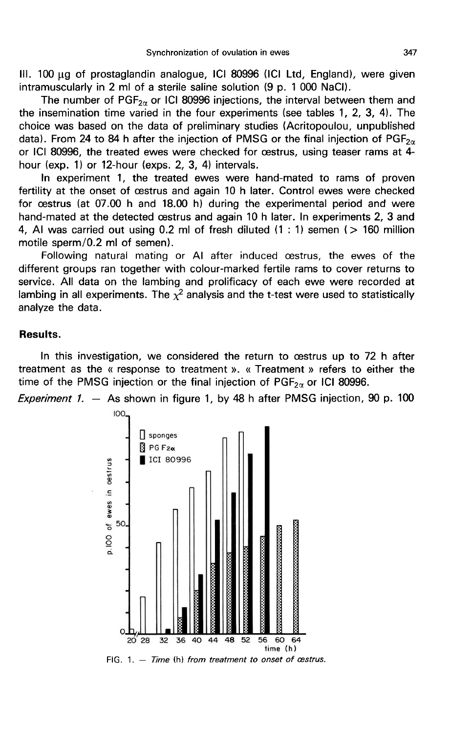III. 100 μg of prostaglandin analogue, ICI 80996 (ICI Ltd, England), were given intramuscularly in 2 ml of a sterile saline solution (9 p. 1 000 NaCl).

The number of $PGF_{2\alpha}$ or ICI 80996 injections, the interval between them and the insemination time varied in the four experiments (see tables 1, 2, 3, 4). The choice was based on the data of preliminary studies (Acritopoulou, unpublished data). From 24 to 84 h after the injection of PMSG or the final injection of $PGF_{2\alpha}$ or ICI 80996, the treated ewes were checked for œstrus, using teaser rams at 4-hour (exp. 1) or 12-hour (exps. 2, 3, 4) intervals.

In experiment 1, the treated ewes were hand-mated to rams of proven fertility at the onset of œstrus and again 10 h later. Control ewes were checked for œstrus (at 07.00 h and 18.00 h) during the experimental period and were hand-mated at the detected œstrus and again 10 h later. In experiments 2, 3 and 4, AI was carried out using 0.2 ml of fresh diluted (1 : 1) semen (> 160 million motile sperm/0.2 ml of semen).

Following natural mating or AI after induced œstrus, the ewes of the different groups ran together with colour-marked fertile rams to cover returns to service. All data on the lambing and prolificacy of each ewe were recorded at lambing in all experiments. The $\chi^2$ analysis and the t-test were used to statistically analyze the data.

## Results.

In this investigation, we considered the return to œstrus up to 72 h after treatment as the « response to treatment ». « Treatment » refers to either the time of the PMSG injection or the final injection of $PGF_{2\alpha}$ or ICI 80996.

*Experiment 1.* — As shown in figure 1, by 48 h after PMSG injection, 90 p. 100

sponges
PG F2α
ICI 80996

p.100 of ewes in oestrus

100
50
0

20 28 32 36 40 44 48 52 56 60 64

time (h)

FIG. 1. — *Time (h) from treatment to onset of œstrus.*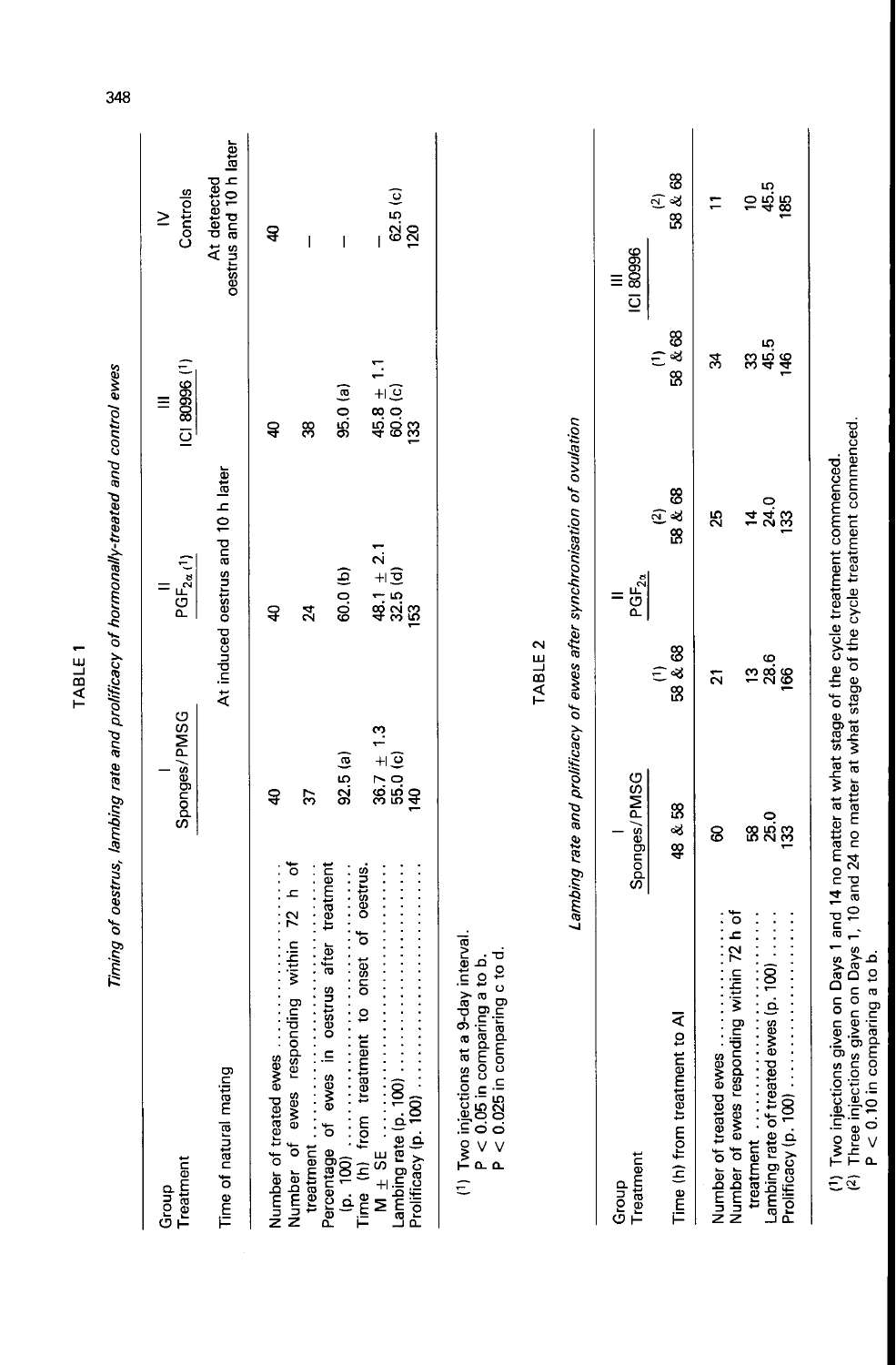TABLE 1

*Timing of oestrus, lambing rate and prolificacy of hormonally-treated and control ewes*

| Group<br>Treatment | I<br>Sponges/PMSG | II<br>$PGF_{2\alpha}$ (1) | III<br>ICI 80996 (1) | IV<br>Controls |
|---|---|---|---|---|
| Time of natural mating | At induced oestrus and 10 h later | | | At detected oestrus and 10 h later |
| Number of treated ewes | 40 | 40 | 40 | 40 |
| Number of ewes responding within 72 h of treatment | 37 | 24 | 38 | — |
| Percentage of ewes in oestrus after treatment (p. 100) | 92.5 (a) | 60.0 (b) | 95.0 (a) | — |
| Time (h) from treatment to onset of oestrus. M ± SE | 36.7 ± 1.3 | 48.1 ± 2.1 | 45.8 ± 1.1 | — |
| Lambing rate (p. 100) | 55.0 (c) | 32.5 (d) | 60.0 (c) | 62.5 (c) |
| Prolificacy (p. 100) | 140 | 153 | 133 | 120 |

(1) Two injections at a 9-day interval.
$P < 0.05$ in comparing a to b.
$P < 0.025$ in comparing c to d.

TABLE 2

*Lambing rate and prolificacy of ewes after synchronisation of ovulation*

| Group<br>Treatment | I<br>Sponges/PMSG | II<br>$PGF_{2\alpha}$ | | III<br>ICI 80996 | |
|---|---|---|---|---|---|
| | | (1) | (2) | (1) | (2) |
| Time (h) from treatment to AI | 48 & 58 | 58 & 68 | 58 & 68 | 58 & 68 | 58 & 68 |
| Number of treated ewes | 60 | 21 | 25 | 34 | 11 |
| Number of ewes responding within 72 h of treatment | 58 | 13 | 14 | 33 | 10 |
| Lambing rate of treated ewes (p. 100) | 25.0 | 28.6 | 24.0 | 45.5 | 45.5 |
| Prolificacy (p. 100) | 133 | 166 | 133 | 146 | 185 |

(1) Two injections given on Days 1 and 14 no matter at what stage of the cycle treatment commenced.
(2) Three injections given on Days 1, 10 and 24 no matter at what stage of the cycle treatment commenced.
$P < 0.10$ in comparing a to b.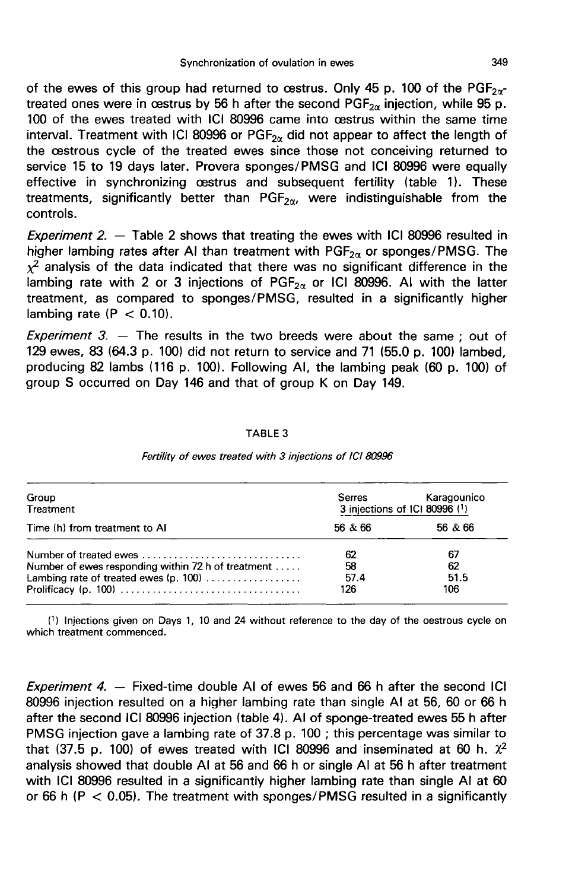of the ewes of this group had returned to œstrus. Only 45 p. 100 of the $PGF_{2\alpha}$-treated ones were in œstrus by 56 h after the second $PGF_{2\alpha}$ injection, while 95 p. 100 of the ewes treated with ICI 80996 came into œstrus within the same time interval. Treatment with ICI 80996 or $PGF_{2\alpha}$ did not appear to affect the length of the œstrous cycle of the treated ewes since those not conceiving returned to service 15 to 19 days later. Provera sponges/PMSG and ICI 80996 were equally effective in synchronizing œstrus and subsequent fertility (table 1). These treatments, significantly better than $PGF_{2\alpha}$, were indistinguishable from the controls.

*Experiment 2.* — Table 2 shows that treating the ewes with ICI 80996 resulted in higher lambing rates after AI than treatment with $PGF_{2\alpha}$ or sponges/PMSG. The $\chi^2$ analysis of the data indicated that there was no significant difference in the lambing rate with 2 or 3 injections of $PGF_{2\alpha}$ or ICI 80996. AI with the latter treatment, as compared to sponges/PMSG, resulted in a significantly higher lambing rate ($P < 0.10$).

*Experiment 3.* — The results in the two breeds were about the same ; out of 129 ewes, 83 (64.3 p. 100) did not return to service and 71 (55.0 p. 100) lambed, producing 82 lambs (116 p. 100). Following AI, the lambing peak (60 p. 100) of group S occurred on Day 146 and that of group K on Day 149.

TABLE 3

*Fertility of ewes treated with 3 injections of ICI 80996*

| Group<br>Treatment | Serres | Karagounico |
|---|---|---|
| | 3 injections of ICI 80996 [1] | |
| Time (h) from treatment to AI | 56 & 66 | 56 & 66 |
| Number of treated ewes | 62 | 67 |
| Number of ewes responding within 72 h of treatment | 58 | 62 |
| Lambing rate of treated ewes (p. 100) | 57.4 | 51.5 |
| Prolificacy (p. 100) | 126 | 106 |

[1] Injections given on Days 1, 10 and 24 without reference to the day of the oestrous cycle on which treatment commenced.

*Experiment 4.* — Fixed-time double AI of ewes 56 and 66 h after the second ICI 80996 injection resulted on a higher lambing rate than single AI at 56, 60 or 66 h after the second ICI 80996 injection (table 4). AI of sponge-treated ewes 55 h after PMSG injection gave a lambing rate of 37.8 p. 100 ; this percentage was similar to that (37.5 p. 100) of ewes treated with ICI 80996 and inseminated at 60 h. $\chi^2$ analysis showed that double AI at 56 and 66 h or single AI at 56 h after treatment with ICI 80996 resulted in a significantly higher lambing rate than single AI at 60 or 66 h ($P < 0.05$). The treatment with sponges/PMSG resulted in a significantly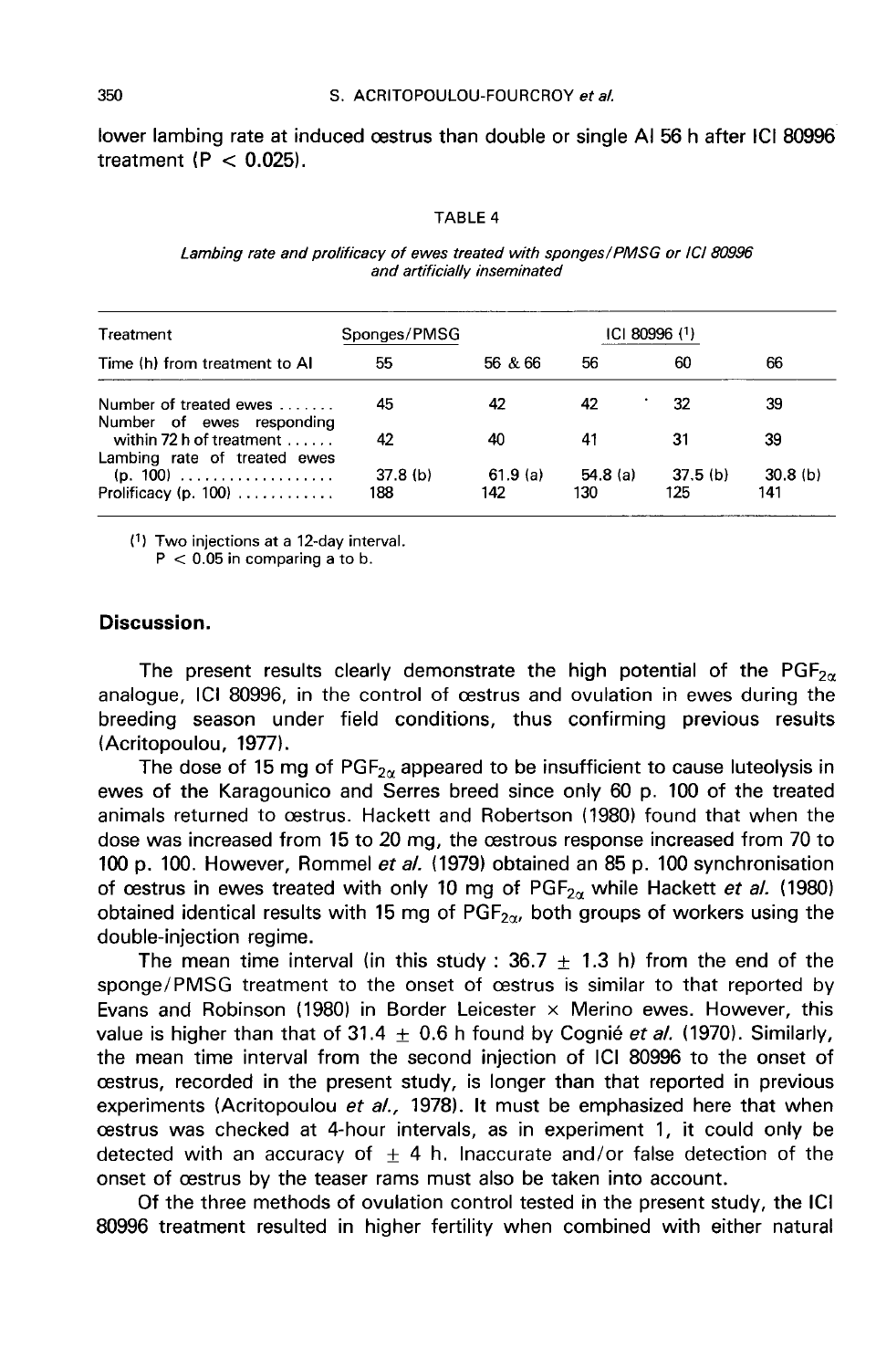lower lambing rate at induced œstrus than double or single AI 56 h after ICI 80996 treatment ($P < 0.025$).

TABLE 4

*Lambing rate and prolificacy of ewes treated with sponges/PMSG or ICI 80996 and artificially inseminated*

| Treatment | Sponges/PMSG | ICI 80996 [1] | | | |
|---|---|---|---|---|---|
| Time (h) from treatment to AI | 55 | 56 & 66 | 56 | 60 | 66 |
| Number of treated ewes ....... | 45 | 42 | 42 | 32 | 39 |
| Number of ewes responding within 72 h of treatment ...... | 42 | 40 | 41 | 31 | 39 |
| Lambing rate of treated ewes (p. 100) .................. | 37.8 (b) | 61.9 (a) | 54.8 (a) | 37.5 (b) | 30.8 (b) |
| Prolificacy (p. 100) ............ | 188 | 142 | 130 | 125 | 141 |

[1] Two injections at a 12-day interval.
$P < 0.05$ in comparing a to b.

## Discussion.

The present results clearly demonstrate the high potential of the $PGF_{2\alpha}$ analogue, ICI 80996, in the control of œstrus and ovulation in ewes during the breeding season under field conditions, thus confirming previous results (Acritopoulou, 1977).

The dose of 15 mg of $PGF_{2\alpha}$ appeared to be insufficient to cause luteolysis in ewes of the Karagounico and Serres breed since only 60 p. 100 of the treated animals returned to œstrus. Hackett and Robertson (1980) found that when the dose was increased from 15 to 20 mg, the œstrous response increased from 70 to 100 p. 100. However, Rommel *et al.* (1979) obtained an 85 p. 100 synchronisation of œstrus in ewes treated with only 10 mg of $PGF_{2\alpha}$ while Hackett *et al.* (1980) obtained identical results with 15 mg of $PGF_{2\alpha}$, both groups of workers using the double-injection regime.

The mean time interval (in this study : $36.7 \pm 1.3$ h) from the end of the sponge/PMSG treatment to the onset of œstrus is similar to that reported by Evans and Robinson (1980) in Border Leicester × Merino ewes. However, this value is higher than that of $31.4 \pm 0.6$ h found by Cognié *et al.* (1970). Similarly, the mean time interval from the second injection of ICI 80996 to the onset of œstrus, recorded in the present study, is longer than that reported in previous experiments (Acritopoulou *et al.*, 1978). It must be emphasized here that when œstrus was checked at 4-hour intervals, as in experiment 1, it could only be detected with an accuracy of $\pm$ 4 h. Inaccurate and/or false detection of the onset of œstrus by the teaser rams must also be taken into account.

Of the three methods of ovulation control tested in the present study, the ICI 80996 treatment resulted in higher fertility when combined with either natural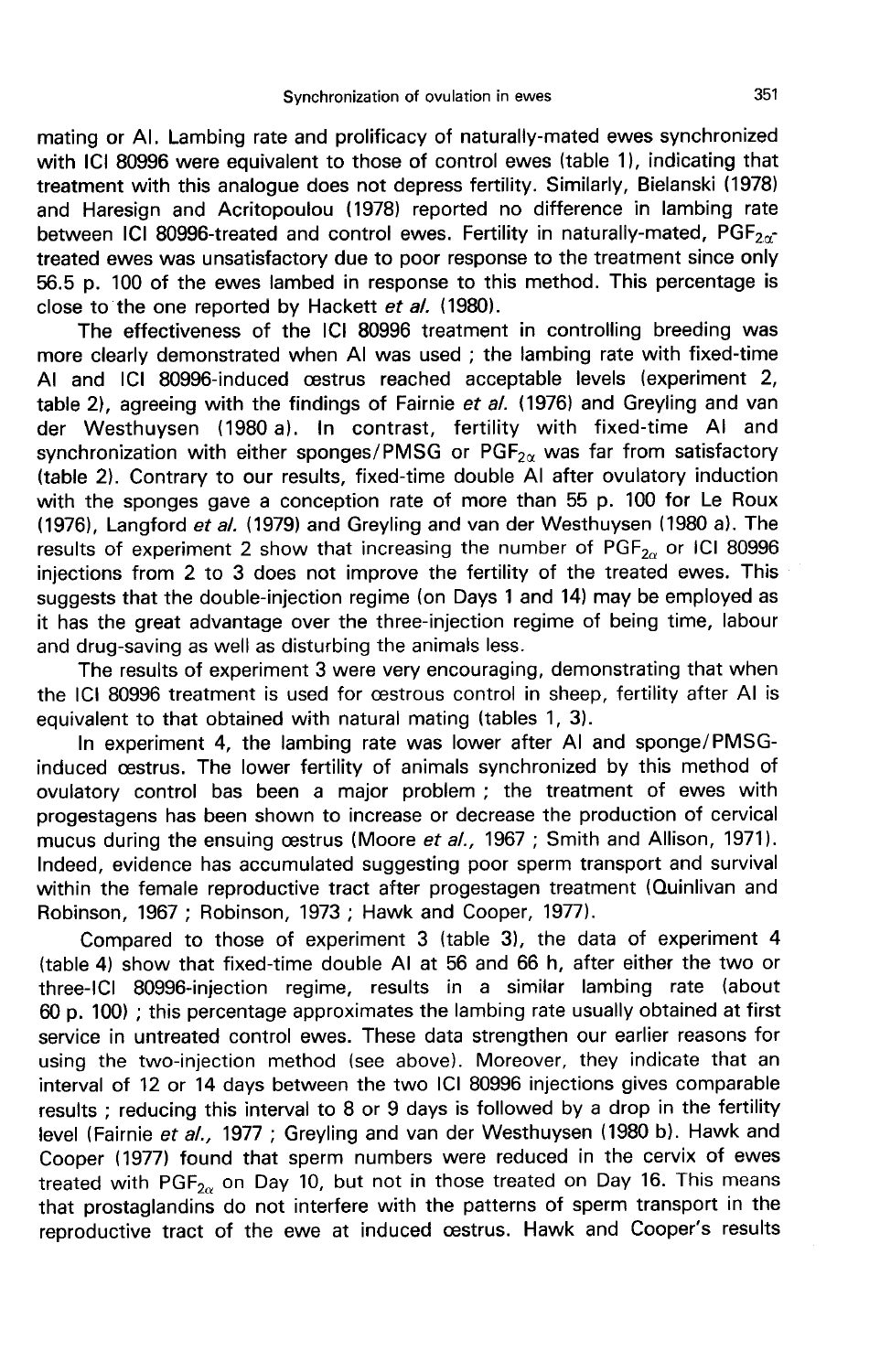mating or AI. Lambing rate and prolificacy of naturally-mated ewes synchronized with ICI 80996 were equivalent to those of control ewes (table 1), indicating that treatment with this analogue does not depress fertility. Similarly, Bielanski (1978) and Haresign and Acritopoulou (1978) reported no difference in lambing rate between ICI 80996-treated and control ewes. Fertility in naturally-mated, $PGF_{2\alpha}$-treated ewes was unsatisfactory due to poor response to the treatment since only 56.5 p. 100 of the ewes lambed in response to this method. This percentage is close to the one reported by Hackett *et al.* (1980).

The effectiveness of the ICI 80996 treatment in controlling breeding was more clearly demonstrated when AI was used ; the lambing rate with fixed-time AI and ICI 80996-induced œstrus reached acceptable levels (experiment 2, table 2), agreeing with the findings of Fairnie *et al.* (1976) and Greyling and van der Westhuysen (1980 a). In contrast, fertility with fixed-time AI and synchronization with either sponges/PMSG or $PGF_{2\alpha}$ was far from satisfactory (table 2). Contrary to our results, fixed-time double AI after ovulatory induction with the sponges gave a conception rate of more than 55 p. 100 for Le Roux (1976), Langford *et al.* (1979) and Greyling and van der Westhuysen (1980 a). The results of experiment 2 show that increasing the number of $PGF_{2\alpha}$ or ICI 80996 injections from 2 to 3 does not improve the fertility of the treated ewes. This suggests that the double-injection regime (on Days 1 and 14) may be employed as it has the great advantage over the three-injection regime of being time, labour and drug-saving as well as disturbing the animals less.

The results of experiment 3 were very encouraging, demonstrating that when the ICI 80996 treatment is used for œstrous control in sheep, fertility after AI is equivalent to that obtained with natural mating (tables 1, 3).

In experiment 4, the lambing rate was lower after AI and sponge/PMSG-induced œstrus. The lower fertility of animals synchronized by this method of ovulatory control bas been a major problem ; the treatment of ewes with progestagens has been shown to increase or decrease the production of cervical mucus during the ensuing œstrus (Moore *et al.*, 1967 ; Smith and Allison, 1971). Indeed, evidence has accumulated suggesting poor sperm transport and survival within the female reproductive tract after progestagen treatment (Quinlivan and Robinson, 1967 ; Robinson, 1973 ; Hawk and Cooper, 1977).

Compared to those of experiment 3 (table 3), the data of experiment 4 (table 4) show that fixed-time double AI at 56 and 66 h, after either the two or three-ICI 80996-injection regime, results in a similar lambing rate (about 60 p. 100) ; this percentage approximates the lambing rate usually obtained at first service in untreated control ewes. These data strengthen our earlier reasons for using the two-injection method (see above). Moreover, they indicate that an interval of 12 or 14 days between the two ICI 80996 injections gives comparable results ; reducing this interval to 8 or 9 days is followed by a drop in the fertility level (Fairnie *et al.*, 1977 ; Greyling and van der Westhuysen (1980 b). Hawk and Cooper (1977) found that sperm numbers were reduced in the cervix of ewes treated with $PGF_{2\alpha}$ on Day 10, but not in those treated on Day 16. This means that prostaglandins do not interfere with the patterns of sperm transport in the reproductive tract of the ewe at induced œstrus. Hawk and Cooper's results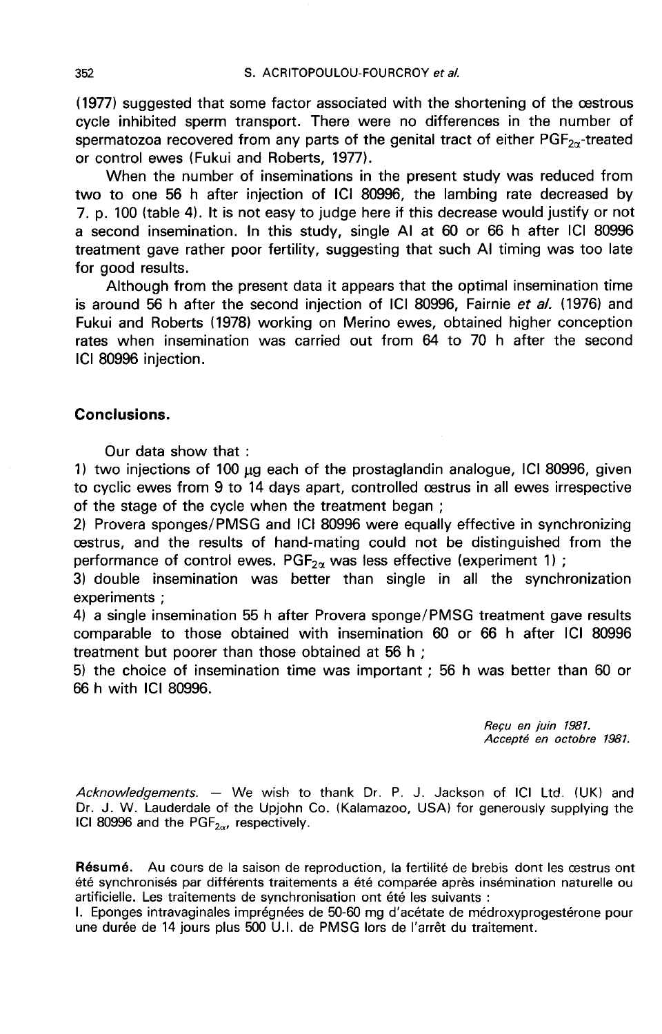(1977) suggested that some factor associated with the shortening of the œstrous cycle inhibited sperm transport. There were no differences in the number of spermatozoa recovered from any parts of the genital tract of either $PGF_{2\alpha}$-treated or control ewes (Fukui and Roberts, 1977).

When the number of inseminations in the present study was reduced from two to one 56 h after injection of ICI 80996, the lambing rate decreased by 7. p. 100 (table 4). It is not easy to judge here if this decrease would justify or not a second insemination. In this study, single AI at 60 or 66 h after ICI 80996 treatment gave rather poor fertility, suggesting that such AI timing was too late for good results.

Although from the present data it appears that the optimal insemination time is around 56 h after the second injection of ICI 80996, Fairnie *et al.* (1976) and Fukui and Roberts (1978) working on Merino ewes, obtained higher conception rates when insemination was carried out from 64 to 70 h after the second ICI 80996 injection.

## Conclusions.

Our data show that :

1) two injections of 100 µg each of the prostaglandin analogue, ICI 80996, given to cyclic ewes from 9 to 14 days apart, controlled œstrus in all ewes irrespective of the stage of the cycle when the treatment began ;

2) Provera sponges/PMSG and ICI 80996 were equally effective in synchronizing œstrus, and the results of hand-mating could not be distinguished from the performance of control ewes. $PGF_{2\alpha}$ was less effective (experiment 1) ;

3) double insemination was better than single in all the synchronization experiments ;

4) a single insemination 55 h after Provera sponge/PMSG treatment gave results comparable to those obtained with insemination 60 or 66 h after ICI 80996 treatment but poorer than those obtained at 56 h ;

5) the choice of insemination time was important ; 56 h was better than 60 or 66 h with ICI 80996.

*Reçu en juin 1981.*
*Accepté en octobre 1981.*

*Acknowledgements.* — We wish to thank Dr. P. J. Jackson of ICI Ltd. (UK) and Dr. J. W. Lauderdale of the Upjohn Co. (Kalamazoo, USA) for generously supplying the ICI 80996 and the $PGF_{2\alpha}$, respectively.

**Résumé.** Au cours de la saison de reproduction, la fertilité de brebis dont les œstrus ont été synchronisés par différents traitements a été comparée après insémination naturelle ou artificielle. Les traitements de synchronisation ont été les suivants :

I. Eponges intravaginales imprégnées de 50-60 mg d'acétate de médroxyprogestérone pour une durée de 14 jours plus 500 U.I. de PMSG lors de l'arrêt du traitement.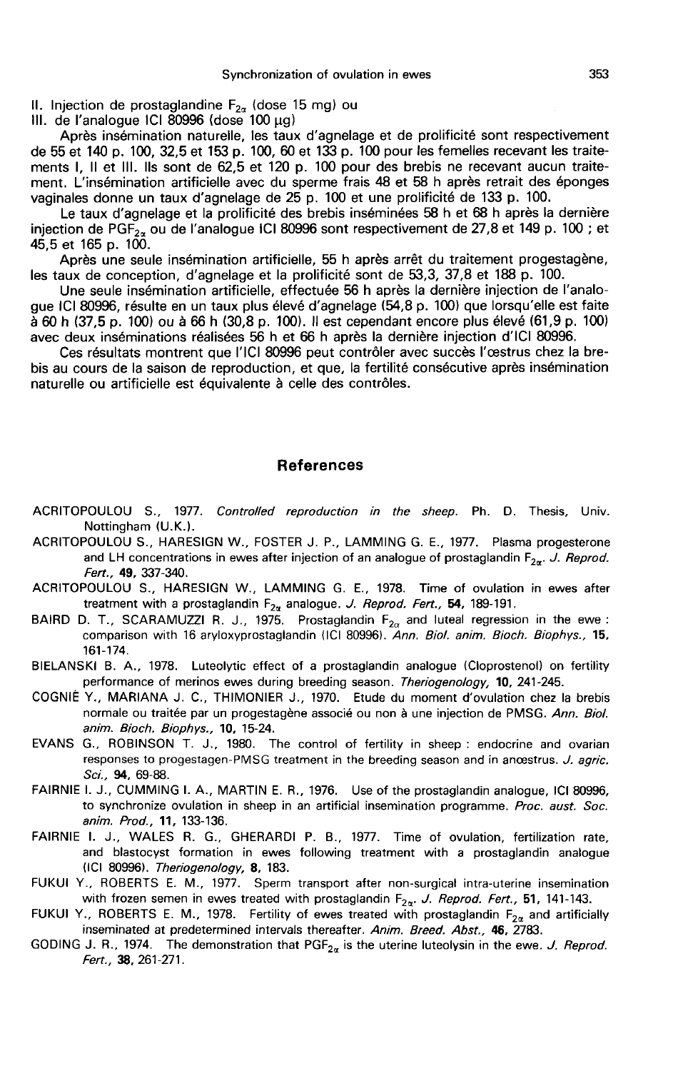II. Injection de prostaglandine $F_{2\alpha}$ (dose 15 mg) ou

III. de l'analogue ICI 80996 (dose 100 µg)

Après insémination naturelle, les taux d'agnelage et de prolificité sont respectivement de 55 et 140 p. 100, 32,5 et 153 p. 100, 60 et 133 p. 100 pour les femelles recevant les traitements I, II et III. Ils sont de 62,5 et 120 p. 100 pour des brebis ne recevant aucun traitement. L'insémination artificielle avec du sperme frais 48 et 58 h après retrait des éponges vaginales donne un taux d'agnelage de 25 p. 100 et une prolificité de 133 p. 100.

Le taux d'agnelage et la prolificité des brebis inséminées 58 h et 68 h après la dernière injection de $PGF_{2\alpha}$ ou de l'analogue ICI 80996 sont respectivement de 27,8 et 149 p. 100 ; et 45,5 et 165 p. 100.

Après une seule insémination artificielle, 55 h après arrêt du traitement progestagène, les taux de conception, d'agnelage et la prolificité sont de 53,3, 37,8 et 188 p. 100.

Une seule insémination artificielle, effectuée 56 h après la dernière injection de l'analogue ICI 80996, résulte en un taux plus élevé d'agnelage (54,8 p. 100) que lorsqu'elle est faite à 60 h (37,5 p. 100) ou à 66 h (30,8 p. 100). Il est cependant encore plus élevé (61,9 p. 100) avec deux inséminations réalisées 56 h et 66 h après la dernière injection d'ICI 80996.

Ces résultats montrent que l'ICI 80996 peut contrôler avec succès l'œstrus chez la brebis au cours de la saison de reproduction, et que, la fertilité consécutive après insémination naturelle ou artificielle est équivalente à celle des contrôles.

## References

ACRITOPOULOU S., 1977. *Controlled reproduction in the sheep.* Ph. D. Thesis, Univ. Nottingham (U.K.).

ACRITOPOULOU S., HARESIGN W., FOSTER J. P., LAMMING G. E., 1977. Plasma progesterone and LH concentrations in ewes after injection of an analogue of prostaglandin $F_{2\alpha}$. *J. Reprod. Fert.*, **49**, 337-340.

ACRITOPOULOU S., HARESIGN W., LAMMING G. E., 1978. Time of ovulation in ewes after treatment with a prostaglandin $F_{2\alpha}$ analogue. *J. Reprod. Fert.*, **54**, 189-191.

BAIRD D. T., SCARAMUZZI R. J., 1975. Prostaglandin $F_{2\alpha}$ and luteal regression in the ewe : comparison with 16 aryloxyprostaglandin (ICI 80996). *Ann. Biol. anim. Bioch. Biophys.*, **15**, 161-174.

BIELANSKI B. A., 1978. Luteolytic effect of a prostaglandin analogue (Cloprostenol) on fertility performance of merinos ewes during breeding season. *Theriogenology*, **10**, 241-245.

COGNIÉ Y., MARIANA J. C., THIMONIER J., 1970. Etude du moment d'ovulation chez la brebis normale ou traitée par un progestagène associé ou non à une injection de PMSG. *Ann. Biol. anim. Bioch. Biophys.*, **10**, 15-24.

EVANS G., ROBINSON T. J., 1980. The control of fertility in sheep : endocrine and ovarian responses to progestagen-PMSG treatment in the breeding season and in anœstrus. *J. agric. Sci.*, **94**, 69-88.

FAIRNIE I. J., CUMMING I. A., MARTIN E. R., 1976. Use of the prostaglandin analogue, ICI 80996, to synchronize ovulation in sheep in an artificial insemination programme. *Proc. aust. Soc. anim. Prod.*, **11**, 133-136.

FAIRNIE I. J., WALES R. G., GHERARDI P. B., 1977. Time of ovulation, fertilization rate, and blastocyst formation in ewes following treatment with a prostaglandin analogue (ICI 80996). *Theriogenology*, **8**, 183.

FUKUI Y., ROBERTS E. M., 1977. Sperm transport after non-surgical intra-uterine insemination with frozen semen in ewes treated with prostaglandin $F_{2\alpha}$. *J. Reprod. Fert.*, **51**, 141-143.

FUKUI Y., ROBERTS E. M., 1978. Fertility of ewes treated with prostaglandin $F_{2\alpha}$ and artificially inseminated at predetermined intervals thereafter. *Anim. Breed. Abst.*, **46**, 2783.

GODING J. R., 1974. The demonstration that $PGF_{2\alpha}$ is the uterine luteolysin in the ewe. *J. Reprod. Fert.*, **38**, 261-271.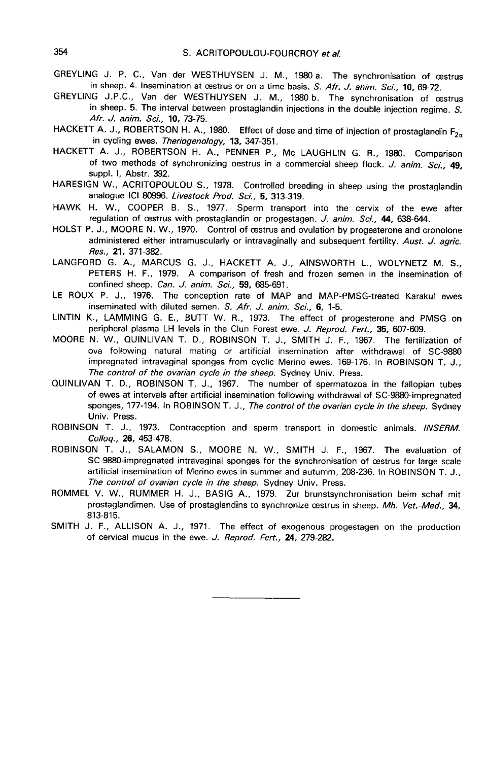GREYLING J. P. C., Van der WESTHUYSEN J. M., 1980 a. The synchronisation of œstrus in sheep. 4. Insemination at œstrus or on a time basis. *S. Afr. J. anim. Sci.*, **10**, 69-72.

GREYLING J.P.C., Van der WESTHUYSEN J. M., 1980 b. The synchronisation of œstrus in sheep. 5. The interval between prostaglandin injections in the double injection regime. *S. Afr. J. anim. Sci.*, **10**, 73-75.

HACKETT A. J., ROBERTSON H. A., 1980. Effect of dose and time of injection of prostaglandin $F_{2\alpha}$ in cycling ewes. *Theriogenology*, **13**, 347-351.

HACKETT A. J., ROBERTSON H. A., PENNER P., Mc LAUGHLIN G. R., 1980. Comparison of two methods of synchronizing oestrus in a commercial sheep flock. *J. anim. Sci.*, **49**, suppl. I, Abstr. 392.

HARESIGN W., ACRITOPOULOU S., 1978. Controlled breeding in sheep using the prostaglandin analogue ICI 80996. *Livestock Prod. Sci.*, **5**, 313-319.

HAWK H. W., COOPER B. S., 1977. Sperm transport into the cervix of the ewe after regulation of œstrus with prostaglandin or progestagen. *J. anim. Sci.*, **44**, 638-644.

HOLST P. J., MOORE N. W., 1970. Control of œstrus and ovulation by progesterone and cronolone administered either intramuscularly or intravaginally and subsequent fertility. *Aust. J. agric. Res.*, **21**, 371-382.

LANGFORD G. A., MARCUS G. J., HACKETT A. J., AINSWORTH L., WOLYNETZ M. S., PETERS H. F., 1979. A comparison of fresh and frozen semen in the insemination of confined sheep. *Can. J. anim. Sci.*, **59**, 685-691.

LE ROUX P. J., 1976. The conception rate of MAP and MAP-PMSG-treated Karakul ewes inseminated with diluted semen. *S. Afr. J. anim. Sci.*, **6**, 1-5.

LINTIN K., LAMMING G. E., BUTT W. R., 1973. The effect of progesterone and PMSG on peripheral plasma LH levels in the Clun Forest ewe. *J. Reprod. Fert.*, **35**, 607-609.

MOORE N. W., QUINLIVAN T. D., ROBINSON T. J., SMITH J. F., 1967. The fertilization of ova following natural mating or artificial insemination after withdrawal of SC-9880 impregnated intravaginal sponges from cyclic Merino ewes. 169-176. In ROBINSON T. J., *The control of the ovarian cycle in the sheep.* Sydney Univ. Press.

QUINLIVAN T. D., ROBINSON T. J., 1967. The number of spermatozoa in the fallopian tubes of ewes at intervals after artificial insemination following withdrawal of SC-9880-impregnated sponges, 177-194. In ROBINSON T. J., *The control of the ovarian cycle in the sheep.* Sydney Univ. Press.

ROBINSON T. J., 1973. Contraception and sperm transport in domestic animals. *INSERM. Colloq.*, **26**, 453-478.

ROBINSON T. J., SALAMON S., MOORE N. W., SMITH J. F., 1967. The evaluation of SC-9880-impregnated intravaginal sponges for the synchronisation of œstrus for large scale artificial insemination of Merino ewes in summer and autumn, 208-236. In ROBINSON T. J., *The control of ovarian cycle in the sheep.* Sydney Univ. Press.

ROMMEL V. W., RUMMER H. J., BASIG A., 1979. Zur brunstsynchronisation beim schaf mit prostaglandimen. Use of prostaglandins to synchronize œstrus in sheep. *Mh. Vet.-Med.*, **34**, 813-815.

SMITH J. F., ALLISON A. J., 1971. The effect of exogenous progestagen on the production of cervical mucus in the ewe. *J. Reprod. Fert.*, **24**, 279-282.